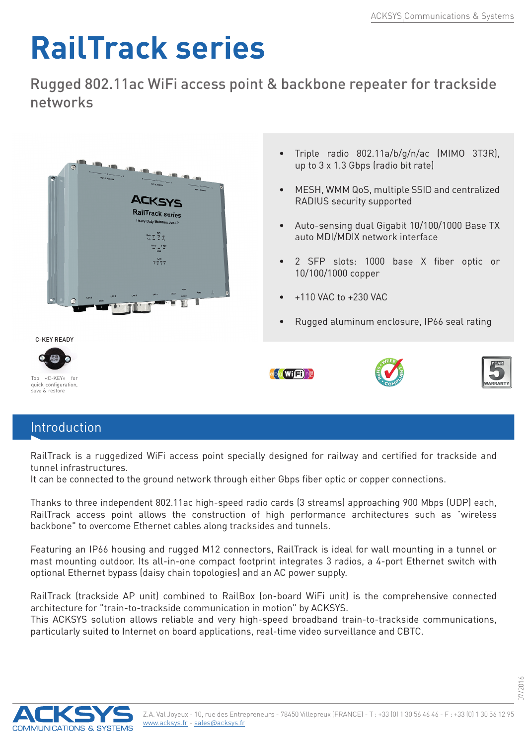# RailTrack series

## Rugged 802.11ac WiFi access point & backbone repeater for trackside networks

- Triple radio 802.11a/b/g/n/ac (MIMO 3T3R), up to 3 x 1.3 Gbps (radio bit rate)
- MESH, WMM QoS, multiple SSID and centralized RADIUS security supported
- Auto-sensing dual Gigabit 10/100/1000 Base TX auto MDI/MDIX network interface
- 2 SFP slots: 1000 base X fiber optic or 10/100/1000 copper
- +110 VAC to +230 VAC
- Rugged aluminum enclosure, IP66 seal rating

C-KEY READY

Top «C-KEY» for quick configuration, save & restore

## Introduction

RailTrack is a ruggedized WiFi access point specially designed for railway and certified for trackside and tunnel infrastructures.
It can be connected to the ground network through either Gbps fiber optic or copper connections.

Thanks to three independent 802.11ac high-speed radio cards (3 streams) approaching 900 Mbps (UDP) each, RailTrack access point allows the construction of high performance architectures such as "wireless backbone" to overcome Ethernet cables along tracksides and tunnels.

Featuring an IP66 housing and rugged M12 connectors, RailTrack is ideal for wall mounting in a tunnel or mast mounting outdoor. Its all-in-one compact footprint integrates 3 radios, a 4-port Ethernet switch with optional Ethernet bypass (daisy chain topologies) and an AC power supply.

RailTrack (trackside AP unit) combined to RailBox (on-board WiFi unit) is the comprehensive connected architecture for "train-to-trackside communication in motion" by ACKSYS.
This ACKSYS solution allows reliable and very high-speed broadband train-to-trackside communications, particularly suited to Internet on board applications, real-time video surveillance and CBTC.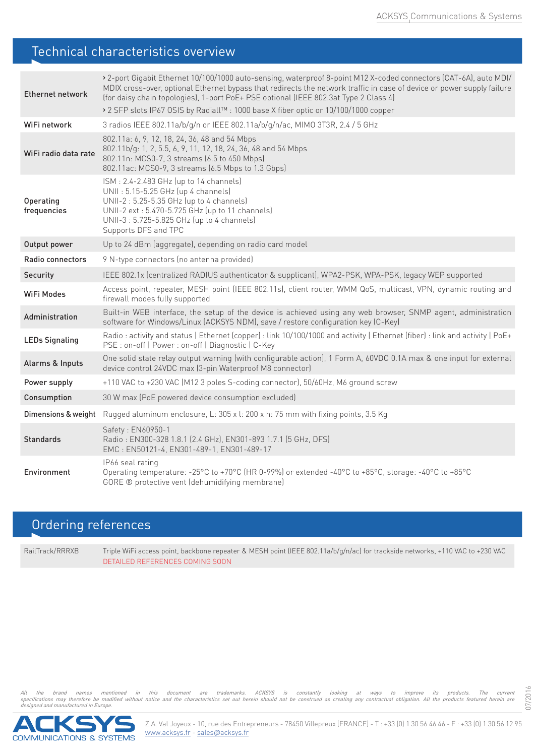## Technical characteristics overview

| | |
|---|---|
| **Ethernet network** | › 2-port Gigabit Ethernet 10/100/1000 auto-sensing, waterproof 8-point M12 X-coded connectors (CAT-6A), auto MDI/MDIX cross-over, optional Ethernet bypass that redirects the network traffic in case of device or power supply failure (for daisy chain topologies), 1-port PoE+ PSE optional (IEEE 802.3at Type 2 Class 4)<br>› 2 SFP slots IP67 OSIS by Radiall™ : 1000 base X fiber optic or 10/100/1000 copper |
| **WiFi network** | 3 radios IEEE 802.11a/b/g/n or IEEE 802.11a/b/g/n/ac, MIMO 3T3R, 2.4 / 5 GHz |
| **WiFi radio data rate** | 802.11a: 6, 9, 12, 18, 24, 36, 48 and 54 Mbps<br>802.11b/g: 1, 2, 5.5, 6, 9, 11, 12, 18, 24, 36, 48 and 54 Mbps<br>802.11n: MCS0-7, 3 streams (6.5 to 450 Mbps)<br>802.11ac: MCS0-9, 3 streams (6.5 Mbps to 1.3 Gbps) |
| **Operating frequencies** | ISM : 2.4-2.483 GHz (up to 14 channels)<br>UNII : 5.15-5.25 GHz (up 4 channels)<br>UNII-2 : 5.25-5.35 GHz (up to 4 channels)<br>UNII-2 ext : 5.470-5.725 GHz (up to 11 channels)<br>UNII-3 : 5.725-5.825 GHz (up to 4 channels)<br>Supports DFS and TPC |
| **Output power** | Up to 24 dBm (aggregate), depending on radio card model |
| **Radio connectors** | 9 N-type connectors (no antenna provided) |
| **Security** | IEEE 802.1x (centralized RADIUS authenticator & supplicant), WPA2-PSK, WPA-PSK, legacy WEP supported |
| **WiFi Modes** | Access point, repeater, MESH point (IEEE 802.11s), client router, WMM QoS, multicast, VPN, dynamic routing and firewall modes fully supported |
| **Administration** | Built-in WEB interface, the setup of the device is achieved using any web browser, SNMP agent, administration software for Windows/Linux (ACKSYS NDM), save / restore configuration key (C-Key) |
| **LEDs Signaling** | Radio : activity and status \| Ethernet (copper) : link 10/100/1000 and activity \| Ethernet (fiber) : link and activity \| PoE+ PSE : on-off \| Power : on-off \| Diagnostic \| C-Key |
| **Alarms & Inputs** | One solid state relay output warning (with configurable action), 1 Form A, 60VDC 0.1A max & one input for external device control 24VDC max (3-pin Waterproof M8 connector) |
| **Power supply** | +110 VAC to +230 VAC (M12 3 poles S-coding connector), 50/60Hz, M6 ground screw |
| **Consumption** | 30 W max (PoE powered device consumption excluded) |
| **Dimensions & weight** | Rugged aluminum enclosure, L: 305 x l: 200 x h: 75 mm with fixing points, 3.5 Kg |
| **Standards** | Safety : EN60950-1<br>Radio : EN300-328 1.8.1 (2.4 GHz), EN301-893 1.7.1 (5 GHz, DFS)<br>EMC : EN50121-4, EN301-489-1, EN301-489-17 |
| **Environment** | IP66 seal rating<br>Operating temperature: -25°C to +70°C (HR 0-99%) or extended -40°C to +85°C, storage: -40°C to +85°C<br>GORE ® protective vent (dehumidifying membrane) |

## Ordering references

| | |
|---|---|
| RailTrack/RRRXB | Triple WiFi access point, backbone repeater & MESH point (IEEE 802.11a/b/g/n/ac) for trackside networks, +110 VAC to +230 VAC<br>DETAILED REFERENCES COMING SOON |

*All the brand names mentioned in this document are trademarks. ACKSYS is constantly looking at ways to improve its products. The current specifications may therefore be modified without notice and the characteristics set out herein should not be construed as creating any contractual obligation. All the products featured herein are designed and manufactured in Europe.*

07/2016

ACKSYS COMMUNICATIONS & SYSTEMS

Z.A. Val Joyeux - 10, rue des Entrepreneurs - 78450 Villepreux (FRANCE) - T : +33 (0) 1 30 56 46 46 - F : +33 (0) 1 30 56 12 95
www.acksys.fr - sales@acksys.fr